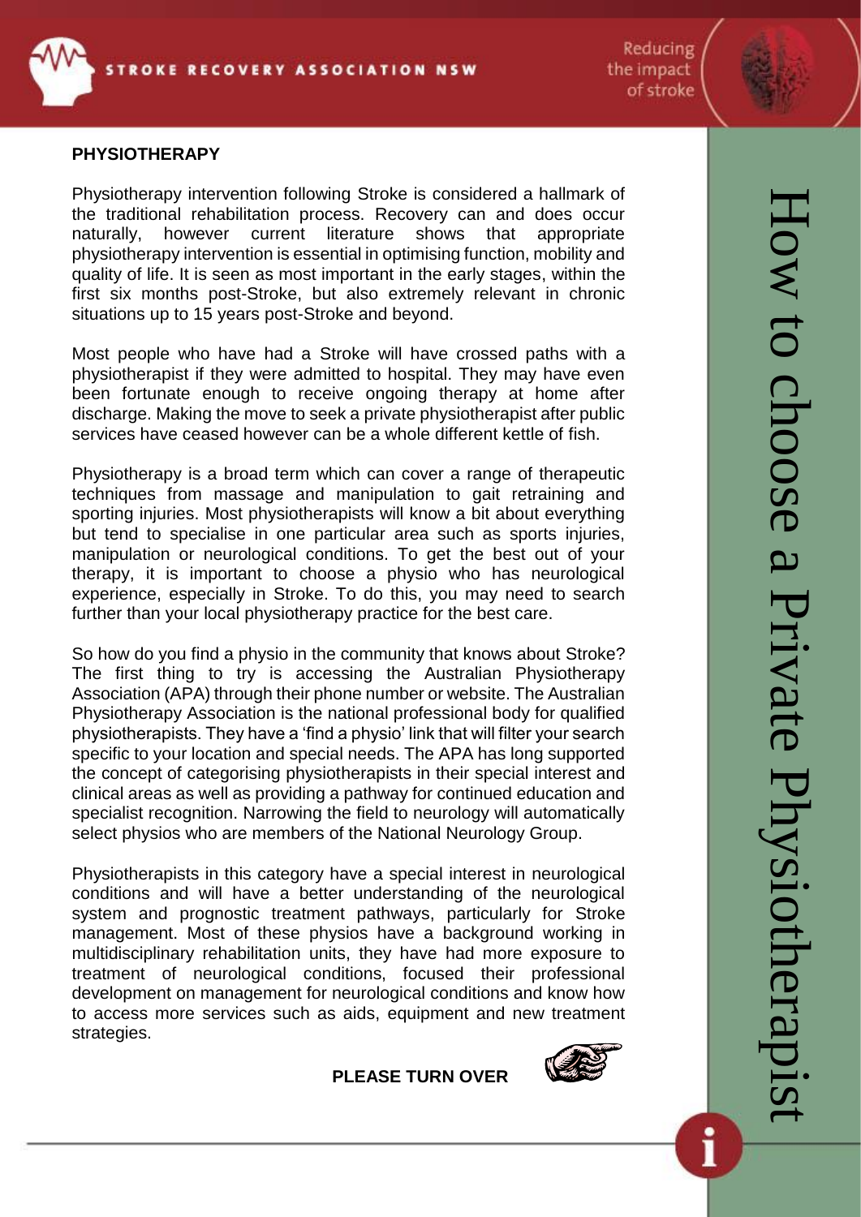STROKE RECOVERY ASSOCIATION NSW

Reducing the impact of stroke

# How to choose a Private Physiotherapist

## PHYSIOTHERAPY

Physiotherapy intervention following Stroke is considered a hallmark of the traditional rehabilitation process. Recovery can and does occur naturally, however current literature shows that appropriate physiotherapy intervention is essential in optimising function, mobility and quality of life. It is seen as most important in the early stages, within the first six months post-Stroke, but also extremely relevant in chronic situations up to 15 years post-Stroke and beyond.

Most people who have had a Stroke will have crossed paths with a physiotherapist if they were admitted to hospital. They may have even been fortunate enough to receive ongoing therapy at home after discharge. Making the move to seek a private physiotherapist after public services have ceased however can be a whole different kettle of fish.

Physiotherapy is a broad term which can cover a range of therapeutic techniques from massage and manipulation to gait retraining and sporting injuries. Most physiotherapists will know a bit about everything but tend to specialise in one particular area such as sports injuries, manipulation or neurological conditions. To get the best out of your therapy, it is important to choose a physio who has neurological experience, especially in Stroke. To do this, you may need to search further than your local physiotherapy practice for the best care.

So how do you find a physio in the community that knows about Stroke? The first thing to try is accessing the Australian Physiotherapy Association (APA) through their phone number or website. The Australian Physiotherapy Association is the national professional body for qualified physiotherapists. They have a 'find a physio' link that will filter your search specific to your location and special needs. The APA has long supported the concept of categorising physiotherapists in their special interest and clinical areas as well as providing a pathway for continued education and specialist recognition. Narrowing the field to neurology will automatically select physios who are members of the National Neurology Group.

Physiotherapists in this category have a special interest in neurological conditions and will have a better understanding of the neurological system and prognostic treatment pathways, particularly for Stroke management. Most of these physios have a background working in multidisciplinary rehabilitation units, they have had more exposure to treatment of neurological conditions, focused their professional development on management for neurological conditions and know how to access more services such as aids, equipment and new treatment strategies.

**PLEASE TURN OVER**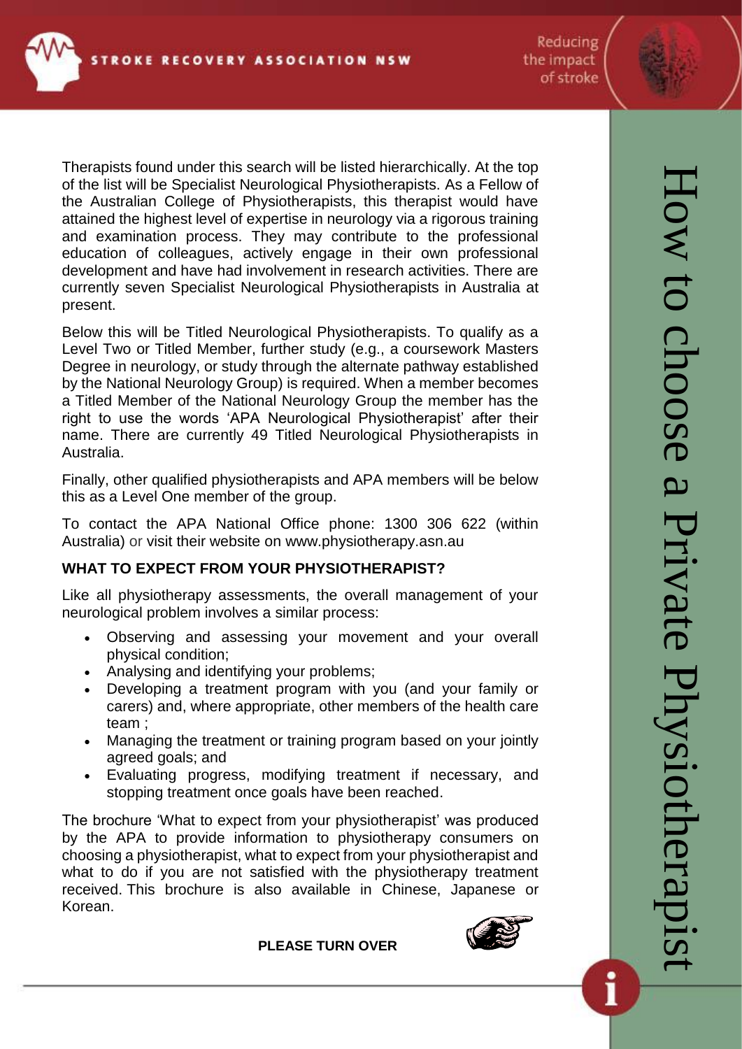Therapists found under this search will be listed hierarchically. At the top of the list will be Specialist Neurological Physiotherapists. As a Fellow of the Australian College of Physiotherapists, this therapist would have attained the highest level of expertise in neurology via a rigorous training and examination process. They may contribute to the professional education of colleagues, actively engage in their own professional development and have had involvement in research activities. There are currently seven Specialist Neurological Physiotherapists in Australia at present.

Below this will be Titled Neurological Physiotherapists. To qualify as a Level Two or Titled Member, further study (e.g., a coursework Masters Degree in neurology, or study through the alternate pathway established by the National Neurology Group) is required. When a member becomes a Titled Member of the National Neurology Group the member has the right to use the words 'APA Neurological Physiotherapist' after their name. There are currently 49 Titled Neurological Physiotherapists in Australia.

Finally, other qualified physiotherapists and APA members will be below this as a Level One member of the group.

To contact the APA National Office phone: 1300 306 622 (within Australia) or visit their website on www.physiotherapy.asn.au

**WHAT TO EXPECT FROM YOUR PHYSIOTHERAPIST?**

Like all physiotherapy assessments, the overall management of your neurological problem involves a similar process:

- Observing and assessing your movement and your overall physical condition;
- Analysing and identifying your problems;
- Developing a treatment program with you (and your family or carers) and, where appropriate, other members of the health care team ;
- Managing the treatment or training program based on your jointly agreed goals; and
- Evaluating progress, modifying treatment if necessary, and stopping treatment once goals have been reached.

The brochure 'What to expect from your physiotherapist' was produced by the APA to provide information to physiotherapy consumers on choosing a physiotherapist, what to expect from your physiotherapist and what to do if you are not satisfied with the physiotherapy treatment received. This brochure is also available in Chinese, Japanese or Korean.

**PLEASE TURN OVER**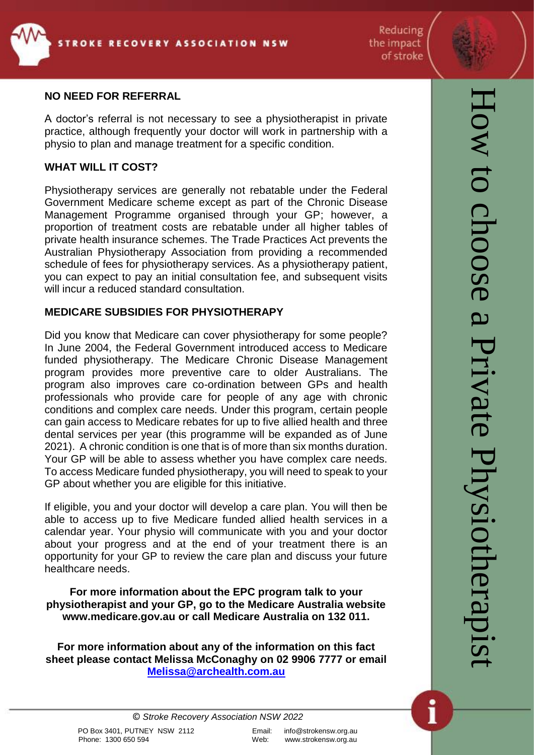## NO NEED FOR REFERRAL

A doctor's referral is not necessary to see a physiotherapist in private practice, although frequently your doctor will work in partnership with a physio to plan and manage treatment for a specific condition.

## WHAT WILL IT COST?

Physiotherapy services are generally not rebatable under the Federal Government Medicare scheme except as part of the Chronic Disease Management Programme organised through your GP; however, a proportion of treatment costs are rebatable under all higher tables of private health insurance schemes. The Trade Practices Act prevents the Australian Physiotherapy Association from providing a recommended schedule of fees for physiotherapy services. As a physiotherapy patient, you can expect to pay an initial consultation fee, and subsequent visits will incur a reduced standard consultation.

## MEDICARE SUBSIDIES FOR PHYSIOTHERAPY

Did you know that Medicare can cover physiotherapy for some people? In June 2004, the Federal Government introduced access to Medicare funded physiotherapy. The Medicare Chronic Disease Management program provides more preventive care to older Australians. The program also improves care co-ordination between GPs and health professionals who provide care for people of any age with chronic conditions and complex care needs. Under this program, certain people can gain access to Medicare rebates for up to five allied health and three dental services per year (this programme will be expanded as of June 2021). A chronic condition is one that is of more than six months duration. Your GP will be able to assess whether you have complex care needs. To access Medicare funded physiotherapy, you will need to speak to your GP about whether you are eligible for this initiative.

If eligible, you and your doctor will develop a care plan. You will then be able to access up to five Medicare funded allied health services in a calendar year. Your physio will communicate with you and your doctor about your progress and at the end of your treatment there is an opportunity for your GP to review the care plan and discuss your future healthcare needs.

**For more information about the EPC program talk to your physiotherapist and your GP, go to the Medicare Australia website www.medicare.gov.au or call Medicare Australia on 132 011.**

**For more information about any of the information on this fact sheet please contact Melissa McConaghy on 02 9906 7777 or email [Melissa@archealth.com.au](mailto:Melissa@archealth.com.au)**

*© Stroke Recovery Association NSW 2022*

PO Box 3401, PUTNEY NSW 2112
Phone: 1300 650 594

Email: info@strokensw.org.au
Web: www.strokensw.org.au